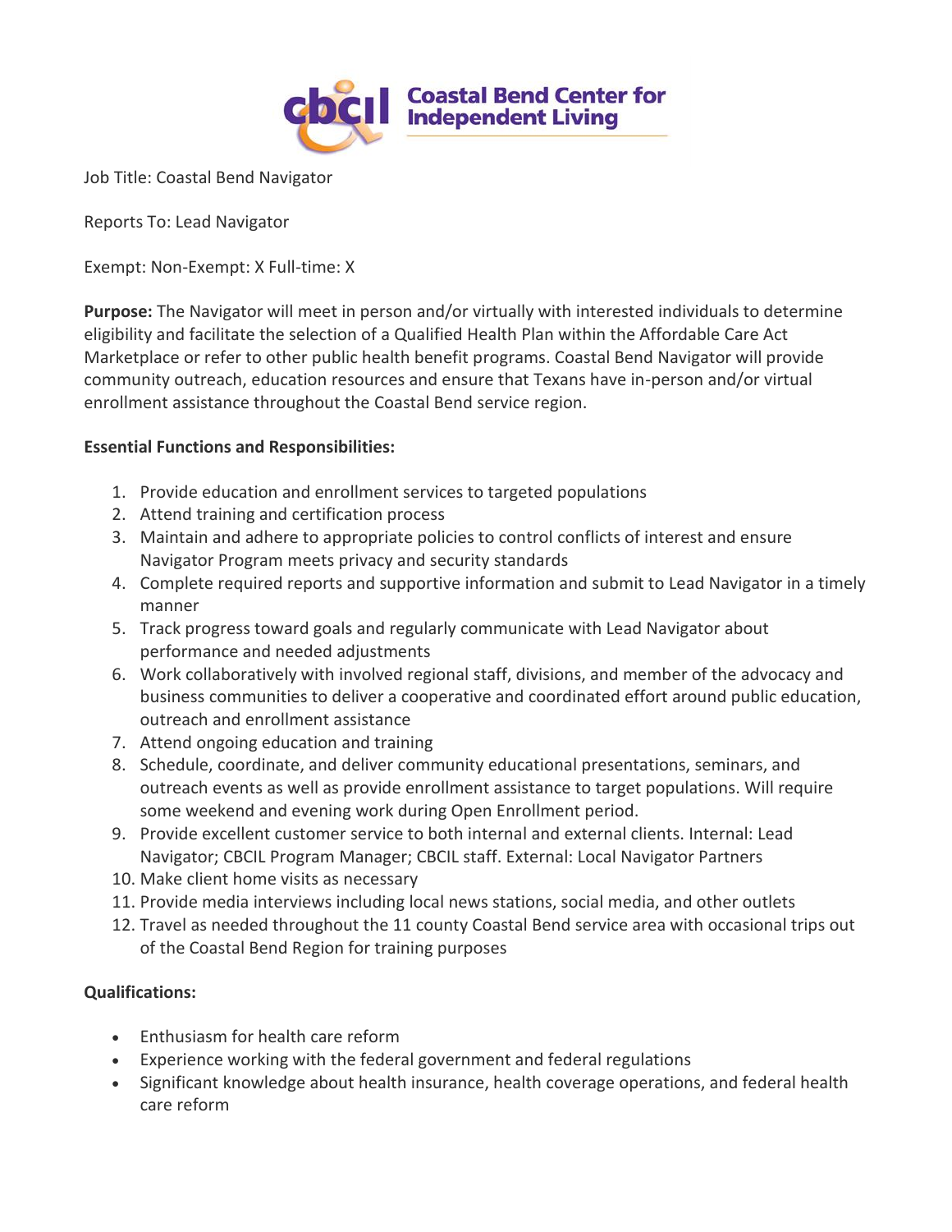**Coastal Bend Center for Independent Living**

Job Title: Coastal Bend Navigator

Reports To: Lead Navigator

Exempt: Non-Exempt: X Full-time: X

**Purpose:** The Navigator will meet in person and/or virtually with interested individuals to determine eligibility and facilitate the selection of a Qualified Health Plan within the Affordable Care Act Marketplace or refer to other public health benefit programs. Coastal Bend Navigator will provide community outreach, education resources and ensure that Texans have in-person and/or virtual enrollment assistance throughout the Coastal Bend service region.

**Essential Functions and Responsibilities:**

1. Provide education and enrollment services to targeted populations
2. Attend training and certification process
3. Maintain and adhere to appropriate policies to control conflicts of interest and ensure Navigator Program meets privacy and security standards
4. Complete required reports and supportive information and submit to Lead Navigator in a timely manner
5. Track progress toward goals and regularly communicate with Lead Navigator about performance and needed adjustments
6. Work collaboratively with involved regional staff, divisions, and member of the advocacy and business communities to deliver a cooperative and coordinated effort around public education, outreach and enrollment assistance
7. Attend ongoing education and training
8. Schedule, coordinate, and deliver community educational presentations, seminars, and outreach events as well as provide enrollment assistance to target populations. Will require some weekend and evening work during Open Enrollment period.
9. Provide excellent customer service to both internal and external clients. Internal: Lead Navigator; CBCIL Program Manager; CBCIL staff. External: Local Navigator Partners
10. Make client home visits as necessary
11. Provide media interviews including local news stations, social media, and other outlets
12. Travel as needed throughout the 11 county Coastal Bend service area with occasional trips out of the Coastal Bend Region for training purposes

**Qualifications:**

- Enthusiasm for health care reform
- Experience working with the federal government and federal regulations
- Significant knowledge about health insurance, health coverage operations, and federal health care reform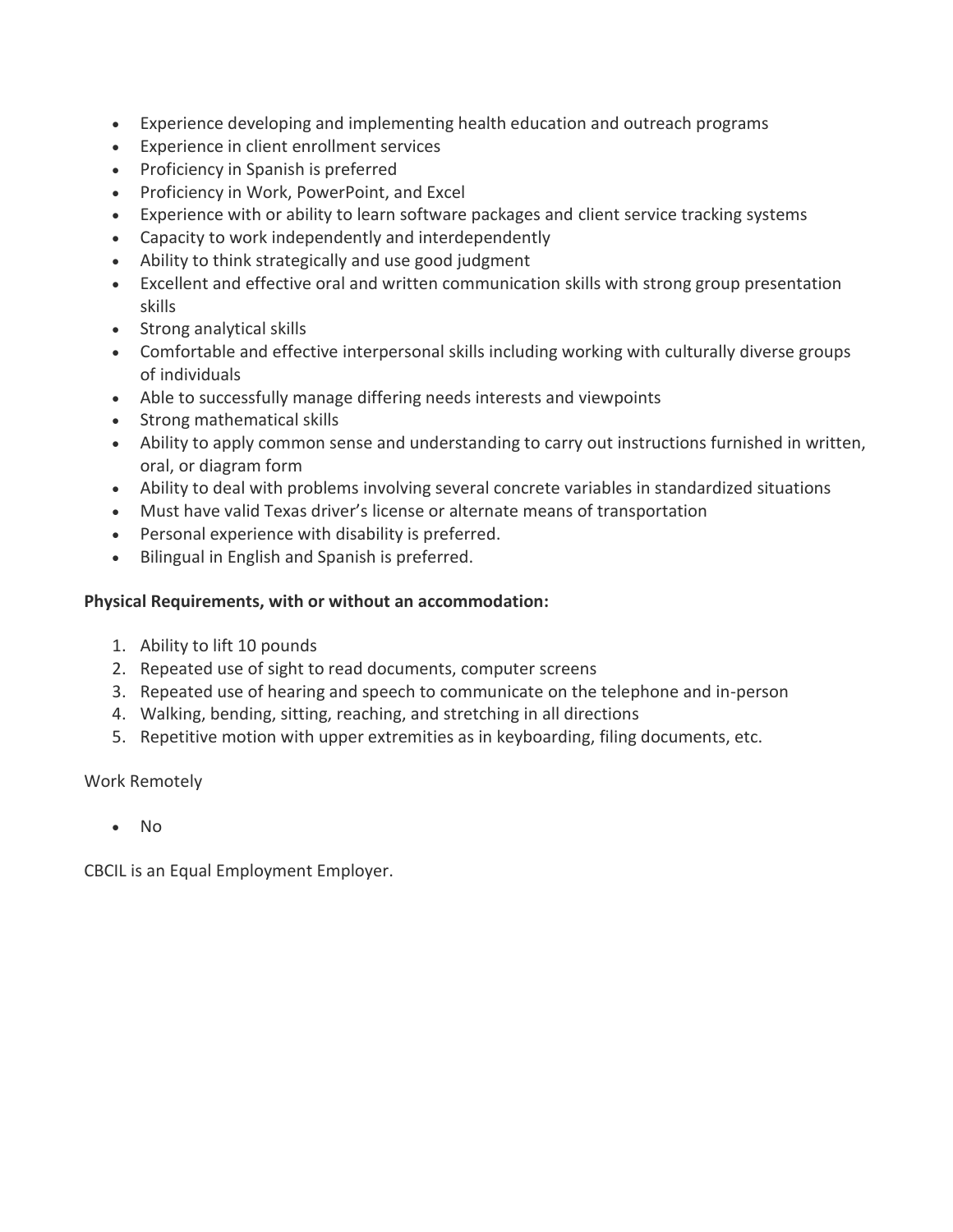- Experience developing and implementing health education and outreach programs
- Experience in client enrollment services
- Proficiency in Spanish is preferred
- Proficiency in Work, PowerPoint, and Excel
- Experience with or ability to learn software packages and client service tracking systems
- Capacity to work independently and interdependently
- Ability to think strategically and use good judgment
- Excellent and effective oral and written communication skills with strong group presentation skills
- Strong analytical skills
- Comfortable and effective interpersonal skills including working with culturally diverse groups of individuals
- Able to successfully manage differing needs interests and viewpoints
- Strong mathematical skills
- Ability to apply common sense and understanding to carry out instructions furnished in written, oral, or diagram form
- Ability to deal with problems involving several concrete variables in standardized situations
- Must have valid Texas driver's license or alternate means of transportation
- Personal experience with disability is preferred.
- Bilingual in English and Spanish is preferred.

**Physical Requirements, with or without an accommodation:**

1. Ability to lift 10 pounds
2. Repeated use of sight to read documents, computer screens
3. Repeated use of hearing and speech to communicate on the telephone and in-person
4. Walking, bending, sitting, reaching, and stretching in all directions
5. Repetitive motion with upper extremities as in keyboarding, filing documents, etc.

Work Remotely

- No

CBCIL is an Equal Employment Employer.